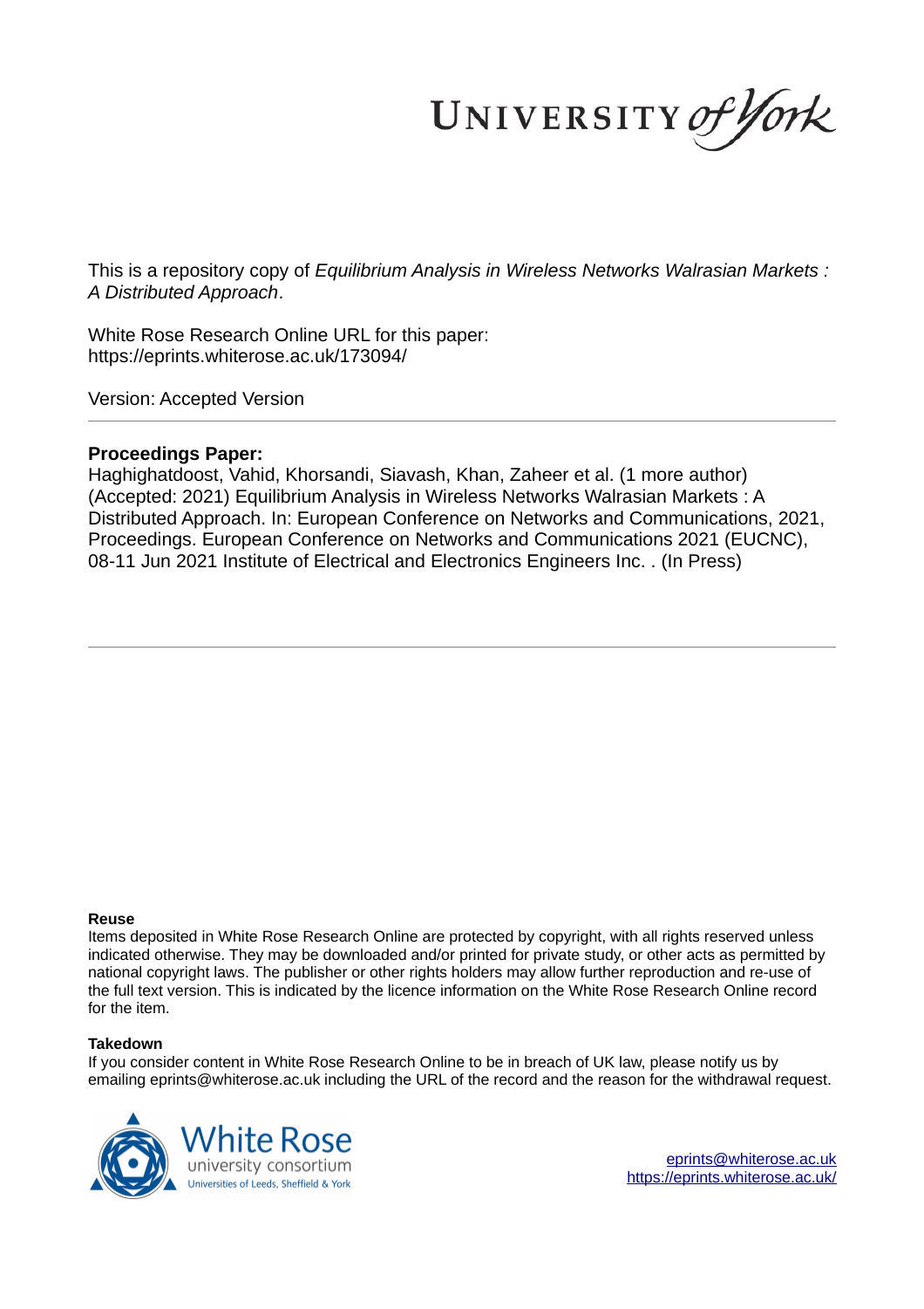UNIVERSITY of York

This is a repository copy of *Equilibrium Analysis in Wireless Networks Walrasian Markets : A Distributed Approach*.

White Rose Research Online URL for this paper:
https://eprints.whiterose.ac.uk/173094/

Version: Accepted Version

**Proceedings Paper:**
Haghighatdoost, Vahid, Khorsandi, Siavash, Khan, Zaheer et al. (1 more author) (Accepted: 2021) Equilibrium Analysis in Wireless Networks Walrasian Markets : A Distributed Approach. In: European Conference on Networks and Communications, 2021, Proceedings. European Conference on Networks and Communications 2021 (EUCNC), 08-11 Jun 2021 Institute of Electrical and Electronics Engineers Inc. . (In Press)

**Reuse**
Items deposited in White Rose Research Online are protected by copyright, with all rights reserved unless indicated otherwise. They may be downloaded and/or printed for private study, or other acts as permitted by national copyright laws. The publisher or other rights holders may allow further reproduction and re-use of the full text version. This is indicated by the licence information on the White Rose Research Online record for the item.

**Takedown**
If you consider content in White Rose Research Online to be in breach of UK law, please notify us by emailing eprints@whiterose.ac.uk including the URL of the record and the reason for the withdrawal request.

White Rose university consortium
Universities of Leeds, Sheffield & York

eprints@whiterose.ac.uk
https://eprints.whiterose.ac.uk/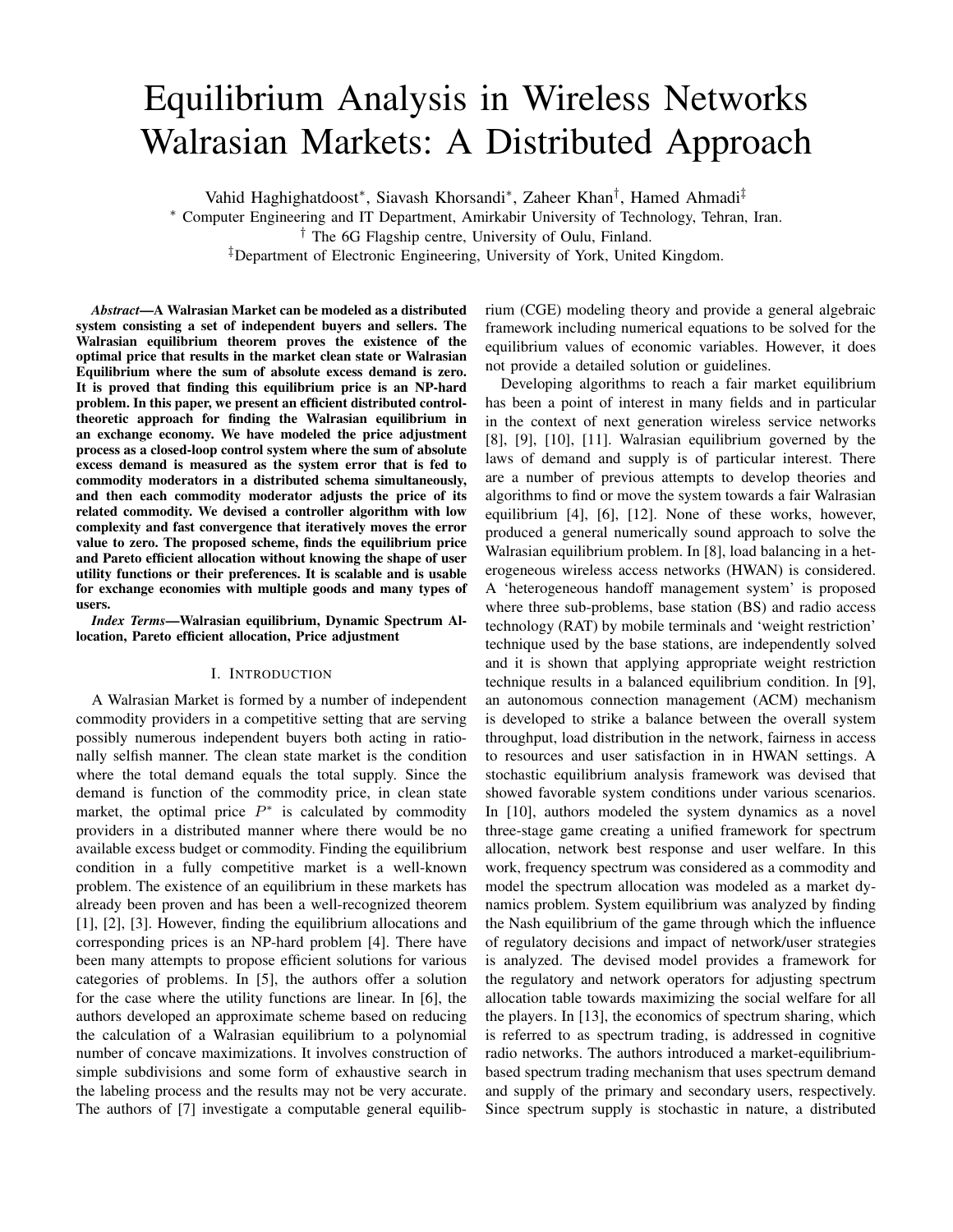# Equilibrium Analysis in Wireless Networks Walrasian Markets: A Distributed Approach

Vahid Haghighatdoost*, Siavash Khorsandi*, Zaheer Khan†, Hamed Ahmadi‡

* Computer Engineering and IT Department, Amirkabir University of Technology, Tehran, Iran.
† The 6G Flagship centre, University of Oulu, Finland.
‡Department of Electronic Engineering, University of York, United Kingdom.

***Abstract*—A Walrasian Market can be modeled as a distributed system consisting a set of independent buyers and sellers. The Walrasian equilibrium theorem proves the existence of the optimal price that results in the market clean state or Walrasian Equilibrium where the sum of absolute excess demand is zero. It is proved that finding this equilibrium price is an NP-hard problem. In this paper, we present an efficient distributed control-theoretic approach for finding the Walrasian equilibrium in an exchange economy. We have modeled the price adjustment process as a closed-loop control system where the sum of absolute excess demand is measured as the system error that is fed to commodity moderators in a distributed schema simultaneously, and then each commodity moderator adjusts the price of its related commodity. We devised a controller algorithm with low complexity and fast convergence that iteratively moves the error value to zero. The proposed scheme, finds the equilibrium price and Pareto efficient allocation without knowing the shape of user utility functions or their preferences. It is scalable and is usable for exchange economies with multiple goods and many types of users.**

***Index Terms*—Walrasian equilibrium, Dynamic Spectrum Allocation, Pareto efficient allocation, Price adjustment**

## I. Introduction

A Walrasian Market is formed by a number of independent commodity providers in a competitive setting that are serving possibly numerous independent buyers both acting in rationally selfish manner. The clean state market is the condition where the total demand equals the total supply. Since the demand is function of the commodity price, in clean state market, the optimal price $P^*$ is calculated by commodity providers in a distributed manner where there would be no available excess budget or commodity. Finding the equilibrium condition in a fully competitive market is a well-known problem. The existence of an equilibrium in these markets has already been proven and has been a well-recognized theorem [1], [2], [3]. However, finding the equilibrium allocations and corresponding prices is an NP-hard problem [4]. There have been many attempts to propose efficient solutions for various categories of problems. In [5], the authors offer a solution for the case where the utility functions are linear. In [6], the authors developed an approximate scheme based on reducing the calculation of a Walrasian equilibrium to a polynomial number of concave maximizations. It involves construction of simple subdivisions and some form of exhaustive search in the labeling process and the results may not be very accurate. The authors of [7] investigate a computable general equilibrium (CGE) modeling theory and provide a general algebraic framework including numerical equations to be solved for the equilibrium values of economic variables. However, it does not provide a detailed solution or guidelines.

Developing algorithms to reach a fair market equilibrium has been a point of interest in many fields and in particular in the context of next generation wireless service networks [8], [9], [10], [11]. Walrasian equilibrium governed by the laws of demand and supply is of particular interest. There are a number of previous attempts to develop theories and algorithms to find or move the system towards a fair Walrasian equilibrium [4], [6], [12]. None of these works, however, produced a general numerically sound approach to solve the Walrasian equilibrium problem. In [8], load balancing in a heterogeneous wireless access networks (HWAN) is considered. A 'heterogeneous handoff management system' is proposed where three sub-problems, base station (BS) and radio access technology (RAT) by mobile terminals and 'weight restriction' technique used by the base stations, are independently solved and it is shown that applying appropriate weight restriction technique results in a balanced equilibrium condition. In [9], an autonomous connection management (ACM) mechanism is developed to strike a balance between the overall system throughput, load distribution in the network, fairness in access to resources and user satisfaction in in HWAN settings. A stochastic equilibrium analysis framework was devised that showed favorable system conditions under various scenarios. In [10], authors modeled the system dynamics as a novel three-stage game creating a unified framework for spectrum allocation, network best response and user welfare. In this work, frequency spectrum was considered as a commodity and model the spectrum allocation was modeled as a market dynamics problem. System equilibrium was analyzed by finding the Nash equilibrium of the game through which the influence of regulatory decisions and impact of network/user strategies is analyzed. The devised model provides a framework for the regulatory and network operators for adjusting spectrum allocation table towards maximizing the social welfare for all the players. In [13], the economics of spectrum sharing, which is referred to as spectrum trading, is addressed in cognitive radio networks. The authors introduced a market-equilibrium-based spectrum trading mechanism that uses spectrum demand and supply of the primary and secondary users, respectively. Since spectrum supply is stochastic in nature, a distributed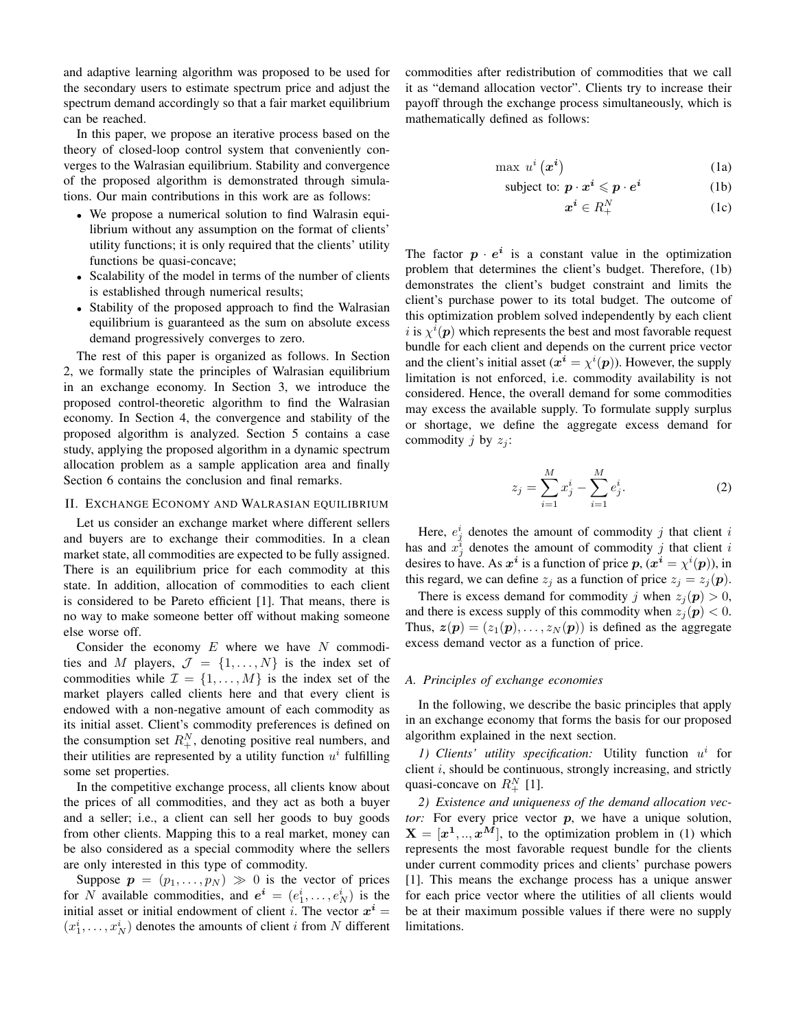and adaptive learning algorithm was proposed to be used for the secondary users to estimate spectrum price and adjust the spectrum demand accordingly so that a fair market equilibrium can be reached.

In this paper, we propose an iterative process based on the theory of closed-loop control system that conveniently converges to the Walrasian equilibrium. Stability and convergence of the proposed algorithm is demonstrated through simulations. Our main contributions in this work are as follows:

- We propose a numerical solution to find Walrasin equilibrium without any assumption on the format of clients' utility functions; it is only required that the clients' utility functions be quasi-concave;
- Scalability of the model in terms of the number of clients is established through numerical results;
- Stability of the proposed approach to find the Walrasian equilibrium is guaranteed as the sum on absolute excess demand progressively converges to zero.

The rest of this paper is organized as follows. In Section 2, we formally state the principles of Walrasian equilibrium in an exchange economy. In Section 3, we introduce the proposed control-theoretic algorithm to find the Walrasian economy. In Section 4, the convergence and stability of the proposed algorithm is analyzed. Section 5 contains a case study, applying the proposed algorithm in a dynamic spectrum allocation problem as a sample application area and finally Section 6 contains the conclusion and final remarks.

## II. Exchange Economy and Walrasian equilibrium

Let us consider an exchange market where different sellers and buyers are to exchange their commodities. In a clean market state, all commodities are expected to be fully assigned. There is an equilibrium price for each commodity at this state. In addition, allocation of commodities to each client is considered to be Pareto efficient [1]. That means, there is no way to make someone better off without making someone else worse off.

Consider the economy $E$ where we have $N$ commodities and $M$ players, $\mathcal{J} = \{1, \ldots, N\}$ is the index set of commodities while $\mathcal{I} = \{1, \ldots, M\}$ is the index set of the market players called clients here and that every client is endowed with a non-negative amount of each commodity as its initial asset. Client's commodity preferences is defined on the consumption set $R_+^N$, denoting positive real numbers, and their utilities are represented by a utility function $u^i$ fulfilling some set properties.

In the competitive exchange process, all clients know about the prices of all commodities, and they act as both a buyer and a seller; i.e., a client can sell her goods to buy goods from other clients. Mapping this to a real market, money can be also considered as a special commodity where the sellers are only interested in this type of commodity.

Suppose $\boldsymbol{p} = (p_1, \ldots, p_N) \gg 0$ is the vector of prices for $N$ available commodities, and $\boldsymbol{e^i} = (e_1^i, \ldots, e_N^i)$ is the initial asset or initial endowment of client $i$. The vector $\boldsymbol{x^i} = (x_1^i, \ldots, x_N^i)$ denotes the amounts of client $i$ from $N$ different commodities after redistribution of commodities that we call it as "demand allocation vector". Clients try to increase their payoff through the exchange process simultaneously, which is mathematically defined as follows:

$$\max \ u^i\left(\boldsymbol{x^i}\right) \tag{1a}$$

$$\text{subject to: } \boldsymbol{p} \cdot \boldsymbol{x^i} \leqslant \boldsymbol{p} \cdot \boldsymbol{e^i} \tag{1b}$$

$$\boldsymbol{x^i} \in R_+^N \tag{1c}$$

The factor $\boldsymbol{p} \cdot \boldsymbol{e^i}$ is a constant value in the optimization problem that determines the client's budget. Therefore, (1b) demonstrates the client's budget constraint and limits the client's purchase power to its total budget. The outcome of this optimization problem solved independently by each client $i$ is $\chi^i(\boldsymbol{p})$ which represents the best and most favorable request bundle for each client and depends on the current price vector and the client's initial asset ($\boldsymbol{x^i} = \chi^i(\boldsymbol{p})$). However, the supply limitation is not enforced, i.e. commodity availability is not considered. Hence, the overall demand for some commodities may excess the available supply. To formulate supply surplus or shortage, we define the aggregate excess demand for commodity $j$ by $z_j$:

$$z_j = \sum_{i=1}^{M} x_j^i - \sum_{i=1}^{M} e_j^i. \tag{2}$$

Here, $e_j^i$ denotes the amount of commodity $j$ that client $i$ has and $x_j^i$ denotes the amount of commodity $j$ that client $i$ desires to have. As $\boldsymbol{x^i}$ is a function of price $\boldsymbol{p}$, ($\boldsymbol{x^i} = \chi^i(\boldsymbol{p})$), in this regard, we can define $z_j$ as a function of price $z_j = z_j(\boldsymbol{p})$.

There is excess demand for commodity $j$ when $z_j(\boldsymbol{p}) > 0$, and there is excess supply of this commodity when $z_j(\boldsymbol{p}) < 0$. Thus, $\boldsymbol{z}(\boldsymbol{p}) = (z_1(\boldsymbol{p}), \ldots, z_N(\boldsymbol{p}))$ is defined as the aggregate excess demand vector as a function of price.

### A. Principles of exchange economies

In the following, we describe the basic principles that apply in an exchange economy that forms the basis for our proposed algorithm explained in the next section.

*1) Clients' utility specification:* Utility function $u^i$ for client $i$, should be continuous, strongly increasing, and strictly quasi-concave on $R_+^N$ [1].

*2) Existence and uniqueness of the demand allocation vector:* For every price vector $\boldsymbol{p}$, we have a unique solution, $\mathbf{X} = [\boldsymbol{x^1}, .., \boldsymbol{x^M}]$, to the optimization problem in (1) which represents the most favorable request bundle for the clients under current commodity prices and clients' purchase powers [1]. This means the exchange process has a unique answer for each price vector where the utilities of all clients would be at their maximum possible values if there were no supply limitations.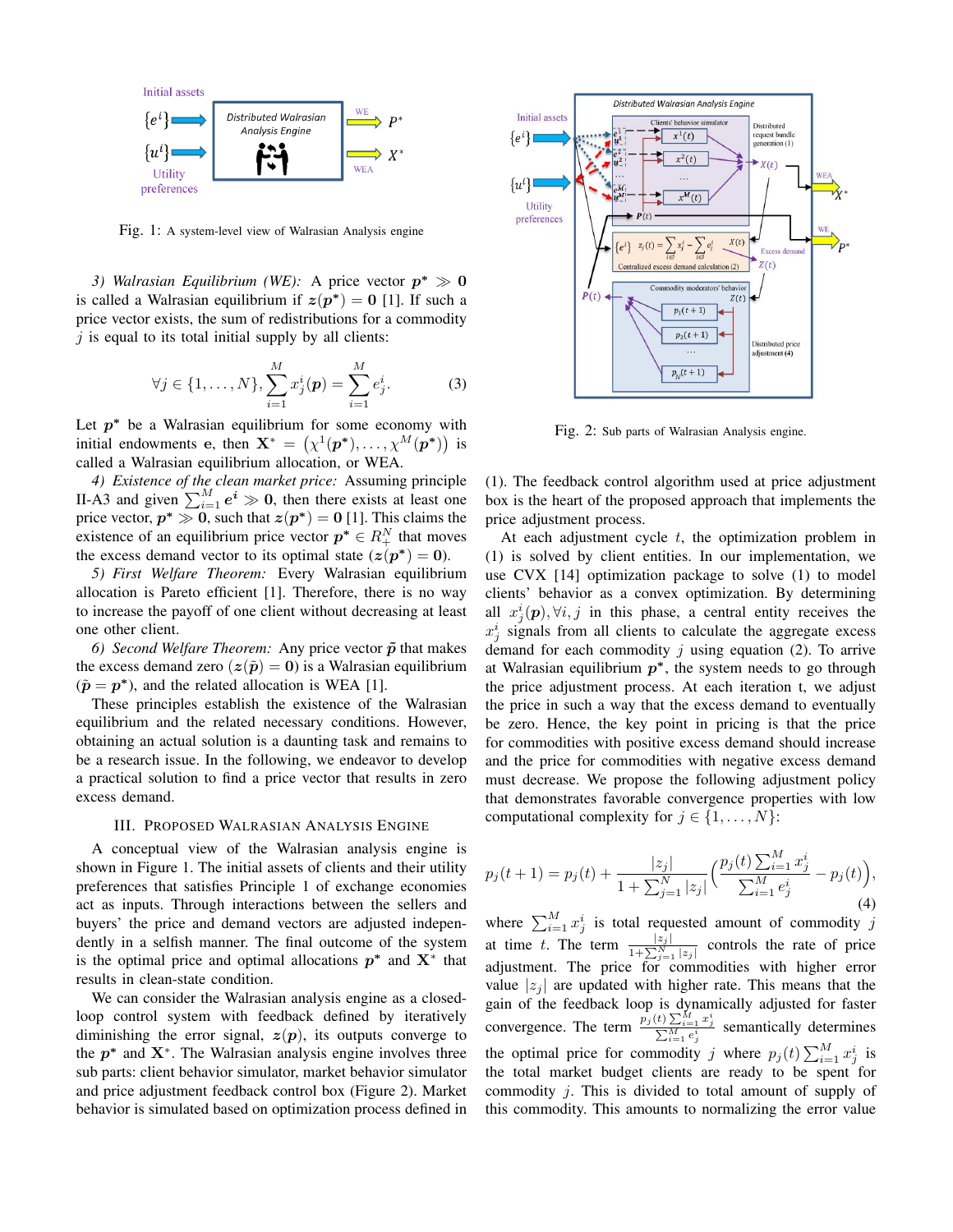Fig. 1: A system-level view of Walrasian Analysis engine

*3) Walrasian Equilibrium (WE):* A price vector $\boldsymbol{p}^* \gg \mathbf{0}$ is called a Walrasian equilibrium if $\boldsymbol{z}(\boldsymbol{p}^*) = \mathbf{0}$ [1]. If such a price vector exists, the sum of redistributions for a commodity $j$ is equal to its total initial supply by all clients:

$$\forall j \in \{1, \dots, N\}, \sum_{i=1}^{M} x_j^i(\boldsymbol{p}) = \sum_{i=1}^{M} e_j^i. \tag{3}$$

Let $\boldsymbol{p}^*$ be a Walrasian equilibrium for some economy with initial endowments $\mathbf{e}$, then $\mathbf{X}^* = \left(\chi^1(\boldsymbol{p}^*), \dots, \chi^M(\boldsymbol{p}^*)\right)$ is called a Walrasian equilibrium allocation, or WEA.

*4) Existence of the clean market price:* Assuming principle II-A3 and given $\sum_{i=1}^{M} \boldsymbol{e}^i \gg \mathbf{0}$, then there exists at least one price vector, $\boldsymbol{p}^* \gg \mathbf{0}$, such that $\boldsymbol{z}(\boldsymbol{p}^*) = \mathbf{0}$ [1]. This claims the existence of an equilibrium price vector $\boldsymbol{p}^* \in R_+^N$ that moves the excess demand vector to its optimal state $(\boldsymbol{z}(\boldsymbol{p}^*) = \mathbf{0})$.

*5) First Welfare Theorem:* Every Walrasian equilibrium allocation is Pareto efficient [1]. Therefore, there is no way to increase the payoff of one client without decreasing at least one other client.

*6) Second Welfare Theorem:* Any price vector $\tilde{\boldsymbol{p}}$ that makes the excess demand zero $(\boldsymbol{z}(\tilde{\boldsymbol{p}}) = \mathbf{0})$ is a Walrasian equilibrium $(\tilde{\boldsymbol{p}} = \boldsymbol{p}^*)$, and the related allocation is WEA [1].

These principles establish the existence of the Walrasian equilibrium and the related necessary conditions. However, obtaining an actual solution is a daunting task and remains to be a research issue. In the following, we endeavor to develop a practical solution to find a price vector that results in zero excess demand.

## III. Proposed Walrasian Analysis Engine

A conceptual view of the Walrasian analysis engine is shown in Figure 1. The initial assets of clients and their utility preferences that satisfies Principle 1 of exchange economies act as inputs. Through interactions between the sellers and buyers' the price and demand vectors are adjusted independently in a selfish manner. The final outcome of the system is the optimal price and optimal allocations $\boldsymbol{p}^*$ and $\mathbf{X}^*$ that results in clean-state condition.

We can consider the Walrasian analysis engine as a closed-loop control system with feedback defined by iteratively diminishing the error signal, $\boldsymbol{z}(\boldsymbol{p})$, its outputs converge to the $\boldsymbol{p}^*$ and $\mathbf{X}^*$. The Walrasian analysis engine involves three sub parts: client behavior simulator, market behavior simulator and price adjustment feedback control box (Figure 2). Market behavior is simulated based on optimization process defined in

Fig. 2: Sub parts of Walrasian Analysis engine.

(1). The feedback control algorithm used at price adjustment box is the heart of the proposed approach that implements the price adjustment process.

At each adjustment cycle $t$, the optimization problem in (1) is solved by client entities. In our implementation, we use CVX [14] optimization package to solve (1) to model clients' behavior as a convex optimization. By determining all $x_j^i(\boldsymbol{p}), \forall i, j$ in this phase, a central entity receives the $x_j^i$ signals from all clients to calculate the aggregate excess demand for each commodity $j$ using equation (2). To arrive at Walrasian equilibrium $\boldsymbol{p}^*$, the system needs to go through the price adjustment process. At each iteration t, we adjust the price in such a way that the excess demand to eventually be zero. Hence, the key point in pricing is that the price for commodities with positive excess demand should increase and the price for commodities with negative excess demand must decrease. We propose the following adjustment policy that demonstrates favorable convergence properties with low computational complexity for $j \in \{1, \dots, N\}$:

$$p_j(t+1) = p_j(t) + \frac{|z_j|}{1 + \sum_{j=1}^{N} |z_j|} \left( \frac{p_j(t) \sum_{i=1}^{M} x_j^i}{\sum_{i=1}^{M} e_j^i} - p_j(t) \right), \tag{4}$$

where $\sum_{i=1}^{M} x_j^i$ is total requested amount of commodity $j$ at time $t$. The term $\frac{|z_j|}{1+\sum_{j=1}^{N} |z_j|}$ controls the rate of price adjustment. The price for commodities with higher error value $|z_j|$ are updated with higher rate. This means that the gain of the feedback loop is dynamically adjusted for faster convergence. The term $\frac{p_j(t) \sum_{i=1}^{M} x_j^i}{\sum_{i=1}^{M} e_j^i}$ semantically determines the optimal price for commodity $j$ where $p_j(t) \sum_{i=1}^{M} x_j^i$ is the total market budget clients are ready to be spent for commodity $j$. This is divided to total amount of supply of this commodity. This amounts to normalizing the error value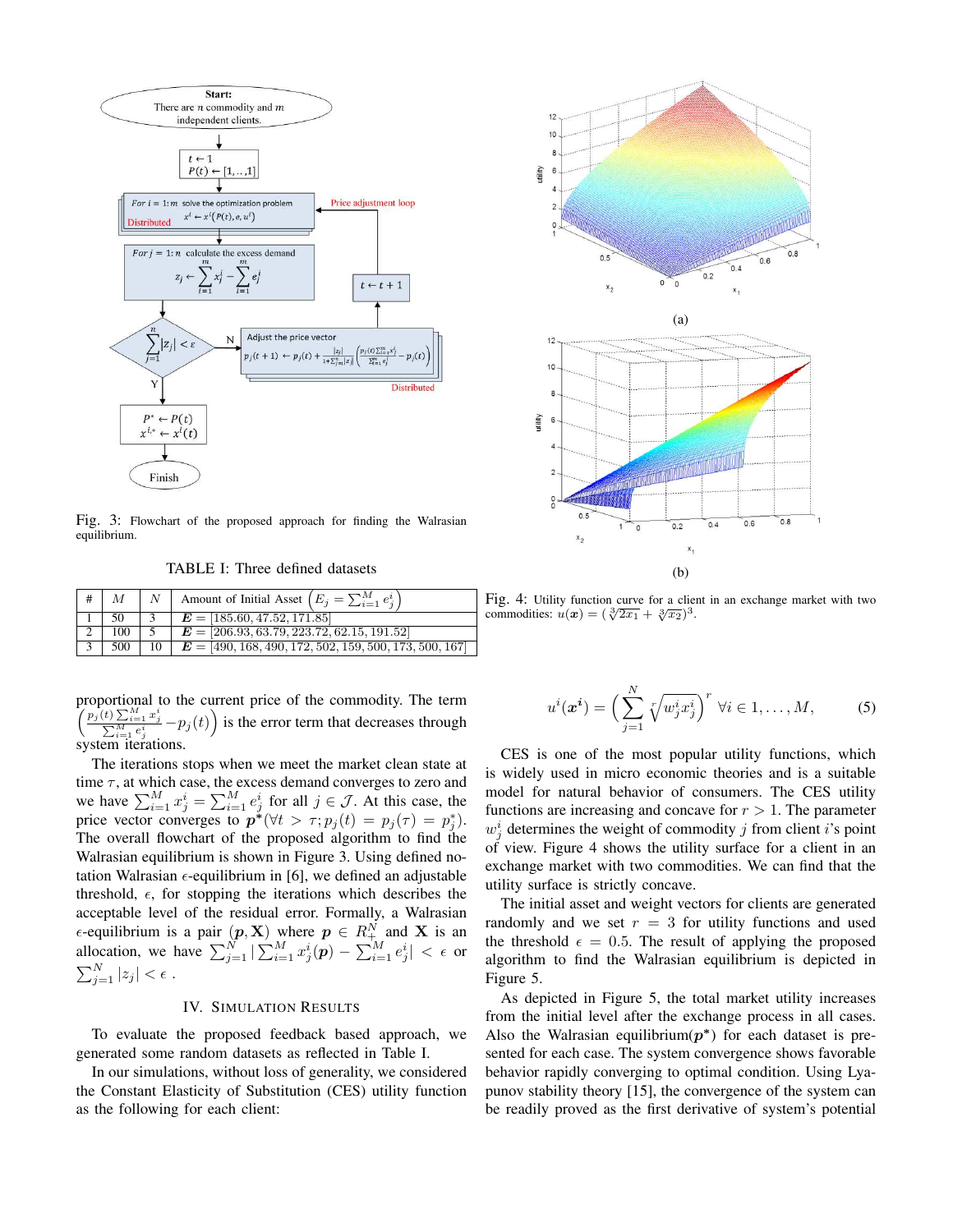Fig. 3: Flowchart of the proposed approach for finding the Walrasian equilibrium.

TABLE I: Three defined datasets

| # | $M$ | $N$ | Amount of Initial Asset $\left(E_j = \sum_{i=1}^{M} e_j^i\right)$ |
|---|---|---|---|
| 1 | 50 | 3 | $\boldsymbol{E} = [185.60, 47.52, 171.85]$ |
| 2 | 100 | 5 | $\boldsymbol{E} = [206.93, 63.79, 223.72, 62.15, 191.52]$ |
| 3 | 500 | 10 | $\boldsymbol{E} = [490, 168, 490, 172, 502, 159, 500, 173, 500, 167]$ |

proportional to the current price of the commodity. The term $\left(\frac{p_j(t)\sum_{i=1}^{M} x_j^i}{\sum_{i=1}^{M} e_j^i} - p_j(t)\right)$ is the error term that decreases through system iterations.

The iterations stops when we meet the market clean state at time $\tau$, at which case, the excess demand converges to zero and we have $\sum_{i=1}^{M} x_j^i = \sum_{i=1}^{M} e_j^i$ for all $j \in \mathcal{J}$. At this case, the price vector converges to $\boldsymbol{p}^*(\forall t > \tau; p_j(t) = p_j(\tau) = p_j^*)$. The overall flowchart of the proposed algorithm to find the Walrasian equilibrium is shown in Figure 3. Using defined notation Walrasian $\epsilon$-equilibrium in [6], we defined an adjustable threshold, $\epsilon$, for stopping the iterations which describes the acceptable level of the residual error. Formally, a Walrasian $\epsilon$-equilibrium is a pair $(\boldsymbol{p}, \mathbf{X})$ where $\boldsymbol{p} \in R_+^N$ and $\mathbf{X}$ is an allocation, we have $\sum_{j=1}^{N} |\sum_{i=1}^{M} x_j^i(\boldsymbol{p}) - \sum_{i=1}^{M} e_j^i| < \epsilon$ or $\sum_{j=1}^{N} |z_j| < \epsilon$ .

## IV. Simulation Results

To evaluate the proposed feedback based approach, we generated some random datasets as reflected in Table I.

In our simulations, without loss of generality, we considered the Constant Elasticity of Substitution (CES) utility function as the following for each client:

Fig. 4: Utility function curve for a client in an exchange market with two commodities: $u(\boldsymbol{x}) = (\sqrt[3]{2x_1} + \sqrt[3]{x_2})^3$.

$$u^i(\boldsymbol{x^i}) = \left(\sum_{j=1}^{N} \sqrt[r]{w_j^i x_j^i}\right)^r \;\; \forall i \in 1, \ldots, M, \tag{5}$$

CES is one of the most popular utility functions, which is widely used in micro economic theories and is a suitable model for natural behavior of consumers. The CES utility functions are increasing and concave for $r > 1$. The parameter $w_j^i$ determines the weight of commodity $j$ from client $i$'s point of view. Figure 4 shows the utility surface for a client in an exchange market with two commodities. We can find that the utility surface is strictly concave.

The initial asset and weight vectors for clients are generated randomly and we set $r = 3$ for utility functions and used the threshold $\epsilon = 0.5$. The result of applying the proposed algorithm to find the Walrasian equilibrium is depicted in Figure 5.

As depicted in Figure 5, the total market utility increases from the initial level after the exchange process in all cases. Also the Walrasian equilibrium($\boldsymbol{p}^*$) for each dataset is presented for each case. The system convergence shows favorable behavior rapidly converging to optimal condition. Using Lyapunov stability theory [15], the convergence of the system can be readily proved as the first derivative of system's potential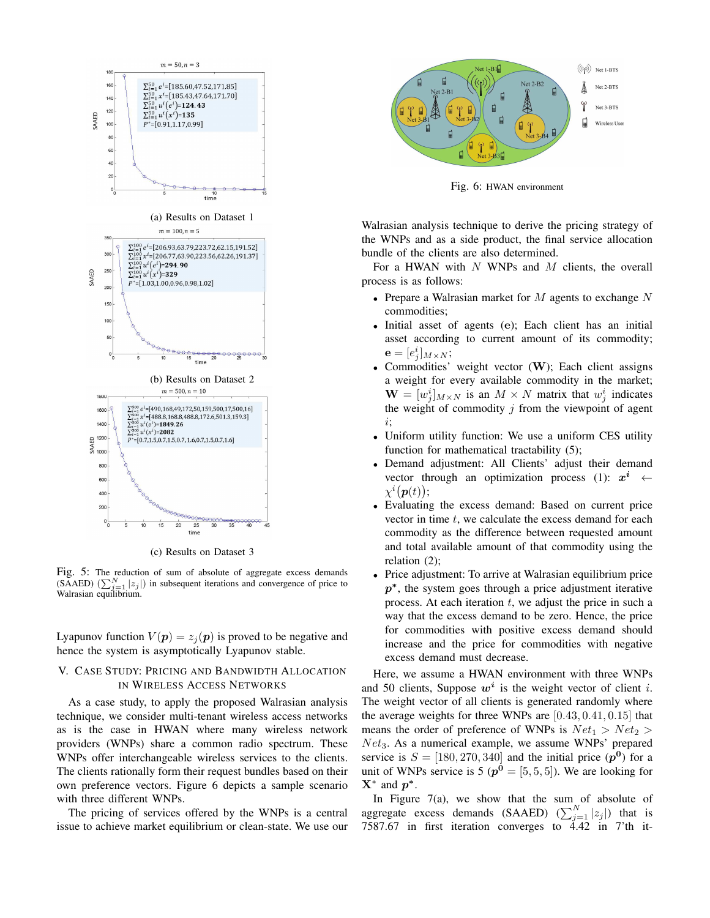(a) Results on Dataset 1

(b) Results on Dataset 2

(c) Results on Dataset 3

Fig. 5: The reduction of sum of absolute of aggregate excess demands (SAAED) ($\sum_{j=1}^{N}|z_j|$) in subsequent iterations and convergence of price to Walrasian equilibrium.

Lyapunov function $V(\boldsymbol{p}) = z_j(\boldsymbol{p})$ is proved to be negative and hence the system is asymptotically Lyapunov stable.

## V. Case Study: Pricing and Bandwidth Allocation in Wireless Access Networks

As a case study, to apply the proposed Walrasian analysis technique, we consider multi-tenant wireless access networks as is the case in HWAN where many wireless network providers (WNPs) share a common radio spectrum. These WNPs offer interchangeable wireless services to the clients. The clients rationally form their request bundles based on their own preference vectors. Figure 6 depicts a sample scenario with three different WNPs.

The pricing of services offered by the WNPs is a central issue to achieve market equilibrium or clean-state. We use our Walrasian analysis technique to derive the pricing strategy of the WNPs and as a side product, the final service allocation bundle of the clients are also determined.

Fig. 6: HWAN environment

For a HWAN with $N$ WNPs and $M$ clients, the overall process is as follows:

- Prepare a Walrasian market for $M$ agents to exchange $N$ commodities;
- Initial asset of agents ($\mathbf{e}$); Each client has an initial asset according to current amount of its commodity; $\mathbf{e} = [e_j^i]_{M\times N}$;
- Commodities' weight vector ($\mathbf{W}$); Each client assigns a weight for every available commodity in the market; $\mathbf{W} = [w_j^i]_{M\times N}$ is an $M \times N$ matrix that $w_j^i$ indicates the weight of commodity $j$ from the viewpoint of agent $i$;
- Uniform utility function: We use a uniform CES utility function for mathematical tractability (5);
- Demand adjustment: All Clients' adjust their demand vector through an optimization process (1): $\boldsymbol{x^i} \leftarrow \chi^i(\boldsymbol{p}(t))$;
- Evaluating the excess demand: Based on current price vector in time $t$, we calculate the excess demand for each commodity as the difference between requested amount and total available amount of that commodity using the relation (2);
- Price adjustment: To arrive at Walrasian equilibrium price $\boldsymbol{p^*}$, the system goes through a price adjustment iterative process. At each iteration $t$, we adjust the price in such a way that the excess demand to be zero. Hence, the price for commodities with positive excess demand should increase and the price for commodities with negative excess demand must decrease.

Here, we assume a HWAN environment with three WNPs and 50 clients, Suppose $\boldsymbol{w^i}$ is the weight vector of client $i$. The weight vector of all clients is generated randomly where the average weights for three WNPs are $[0.43, 0.41, 0.15]$ that means the order of preference of WNPs is $Net_1 > Net_2 > Net_3$. As a numerical example, we assume WNPs' prepared service is $S = [180, 270, 340]$ and the initial price ($\boldsymbol{p^0}$) for a unit of WNPs service is 5 ($\boldsymbol{p^0} = [5, 5, 5]$). We are looking for $\mathbf{X}^*$ and $\boldsymbol{p^*}$.

In Figure 7(a), we show that the sum of absolute of aggregate excess demands (SAAED) ($\sum_{j=1}^{N}|z_j|$) that is 7587.67 in first iteration converges to 4.42 in 7'th it-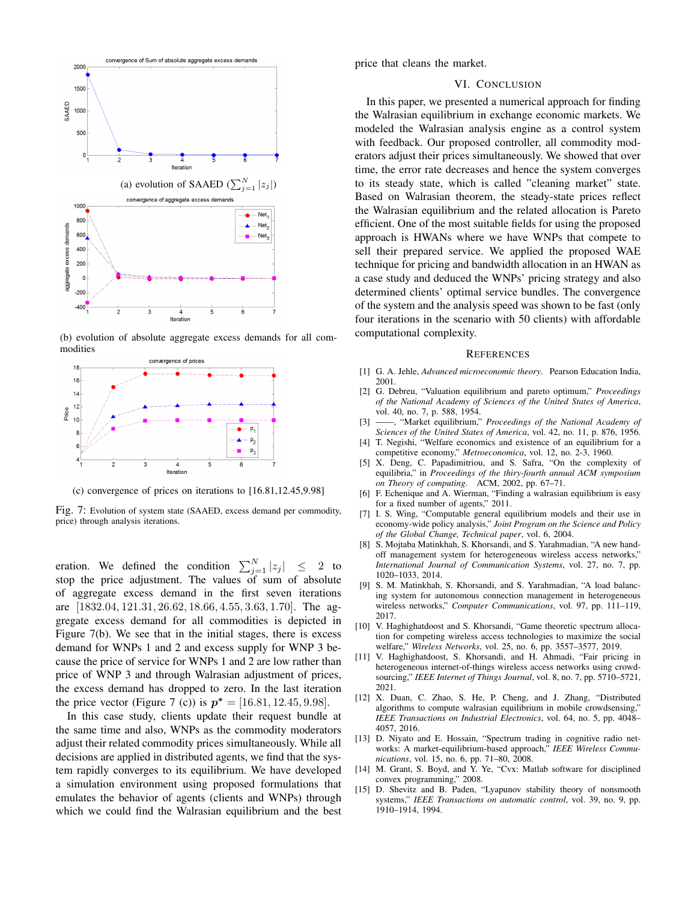convergence of Sum of absolute aggregate excess demands

SAAED

Iteration

(a) evolution of SAAED ($\sum_{j=1}^{N}|z_j|$)

convergence of aggregate excess demands

aggregate excess demands

Net1

Net2

Net3

Iteration

(b) evolution of absolute aggregate excess demands for all commodities

convergence of prices

Price

P1

P2

P3

Iteration

(c) convergence of prices on iterations to [16.81,12.45,9.98]

Fig. 7: Evolution of system state (SAAED, excess demand per commodity, price) through analysis iterations.

eration. We defined the condition $\sum_{j=1}^{N}|z_j| \leq 2$ to stop the price adjustment. The values of sum of absolute of aggregate excess demand in the first seven iterations are $[1832.04, 121.31, 26.62, 18.66, 4.55, 3.63, 1.70]$. The aggregate excess demand for all commodities is depicted in Figure 7(b). We see that in the initial stages, there is excess demand for WNPs 1 and 2 and excess supply for WNP 3 because the price of service for WNPs 1 and 2 are low rather than price of WNP 3 and through Walrasian adjustment of prices, the excess demand has dropped to zero. In the last iteration the price vector (Figure 7 (c)) is $\boldsymbol{p}^* = [16.81, 12.45, 9.98]$.

In this case study, clients update their request bundle at the same time and also, WNPs as the commodity moderators adjust their related commodity prices simultaneously. While all decisions are applied in distributed agents, we find that the system rapidly converges to its equilibrium. We have developed a simulation environment using proposed formulations that emulates the behavior of agents (clients and WNPs) through which we could find the Walrasian equilibrium and the best price that cleans the market.

## VI. Conclusion

In this paper, we presented a numerical approach for finding the Walrasian equilibrium in exchange economic markets. We modeled the Walrasian analysis engine as a control system with feedback. Our proposed controller, all commodity moderators adjust their prices simultaneously. We showed that over time, the error rate decreases and hence the system converges to its steady state, which is called "cleaning market" state. Based on Walrasian theorem, the steady-state prices reflect the Walrasian equilibrium and the related allocation is Pareto efficient. One of the most suitable fields for using the proposed approach is HWANs where we have WNPs that compete to sell their prepared service. We applied the proposed WAE technique for pricing and bandwidth allocation in an HWAN as a case study and deduced the WNPs' pricing strategy and also determined clients' optimal service bundles. The convergence of the system and the analysis speed was shown to be fast (only four iterations in the scenario with 50 clients) with affordable computational complexity.

## References

[1] G. A. Jehle, *Advanced microeconomic theory*. Pearson Education India, 2001.

[2] G. Debreu, "Valuation equilibrium and pareto optimum," *Proceedings of the National Academy of Sciences of the United States of America*, vol. 40, no. 7, p. 588, 1954.

[3] ——, "Market equilibrium," *Proceedings of the National Academy of Sciences of the United States of America*, vol. 42, no. 11, p. 876, 1956.

[4] T. Negishi, "Welfare economics and existence of an equilibrium for a competitive economy," *Metroeconomica*, vol. 12, no. 2-3, 1960.

[5] X. Deng, C. Papadimitriou, and S. Safra, "On the complexity of equilibria," in *Proceedings of the thiry-fourth annual ACM symposium on Theory of computing*. ACM, 2002, pp. 67–71.

[6] F. Echenique and A. Wierman, "Finding a walrasian equilibrium is easy for a fixed number of agents," 2011.

[7] I. S. Wing, "Computable general equilibrium models and their use in economy-wide policy analysis," *Joint Program on the Science and Policy of the Global Change, Technical paper*, vol. 6, 2004.

[8] S. Mojtaba Matinkhah, S. Khorsandi, and S. Yarahmadian, "A new hand-off management system for heterogeneous wireless access networks," *International Journal of Communication Systems*, vol. 27, no. 7, pp. 1020–1033, 2014.

[9] S. M. Matinkhah, S. Khorsandi, and S. Yarahmadian, "A load balancing system for autonomous connection management in heterogeneous wireless networks," *Computer Communications*, vol. 97, pp. 111–119, 2017.

[10] V. Haghighatdoost and S. Khorsandi, "Game theoretic spectrum allocation for competing wireless access technologies to maximize the social welfare," *Wireless Networks*, vol. 25, no. 6, pp. 3557–3577, 2019.

[11] V. Haghighatdoost, S. Khorsandi, and H. Ahmadi, "Fair pricing in heterogeneous internet-of-things wireless access networks using crowdsourcing," *IEEE Internet of Things Journal*, vol. 8, no. 7, pp. 5710–5721, 2021.

[12] X. Duan, C. Zhao, S. He, P. Cheng, and J. Zhang, "Distributed algorithms to compute walrasian equilibrium in mobile crowdsensing," *IEEE Transactions on Industrial Electronics*, vol. 64, no. 5, pp. 4048–4057, 2016.

[13] D. Niyato and E. Hossain, "Spectrum trading in cognitive radio networks: A market-equilibrium-based approach," *IEEE Wireless Communications*, vol. 15, no. 6, pp. 71–80, 2008.

[14] M. Grant, S. Boyd, and Y. Ye, "Cvx: Matlab software for disciplined convex programming," 2008.

[15] D. Shevitz and B. Paden, "Lyapunov stability theory of nonsmooth systems," *IEEE Transactions on automatic control*, vol. 39, no. 9, pp. 1910–1914, 1994.